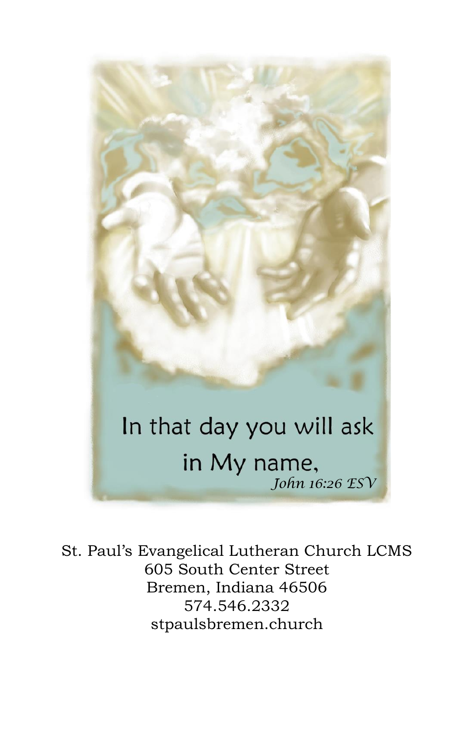In that day you will ask in My name,

*John 16:26 ESV*

St. Paul's Evangelical Lutheran Church LCMS
605 South Center Street
Bremen, Indiana 46506
574.546.2332
stpaulsbremen.church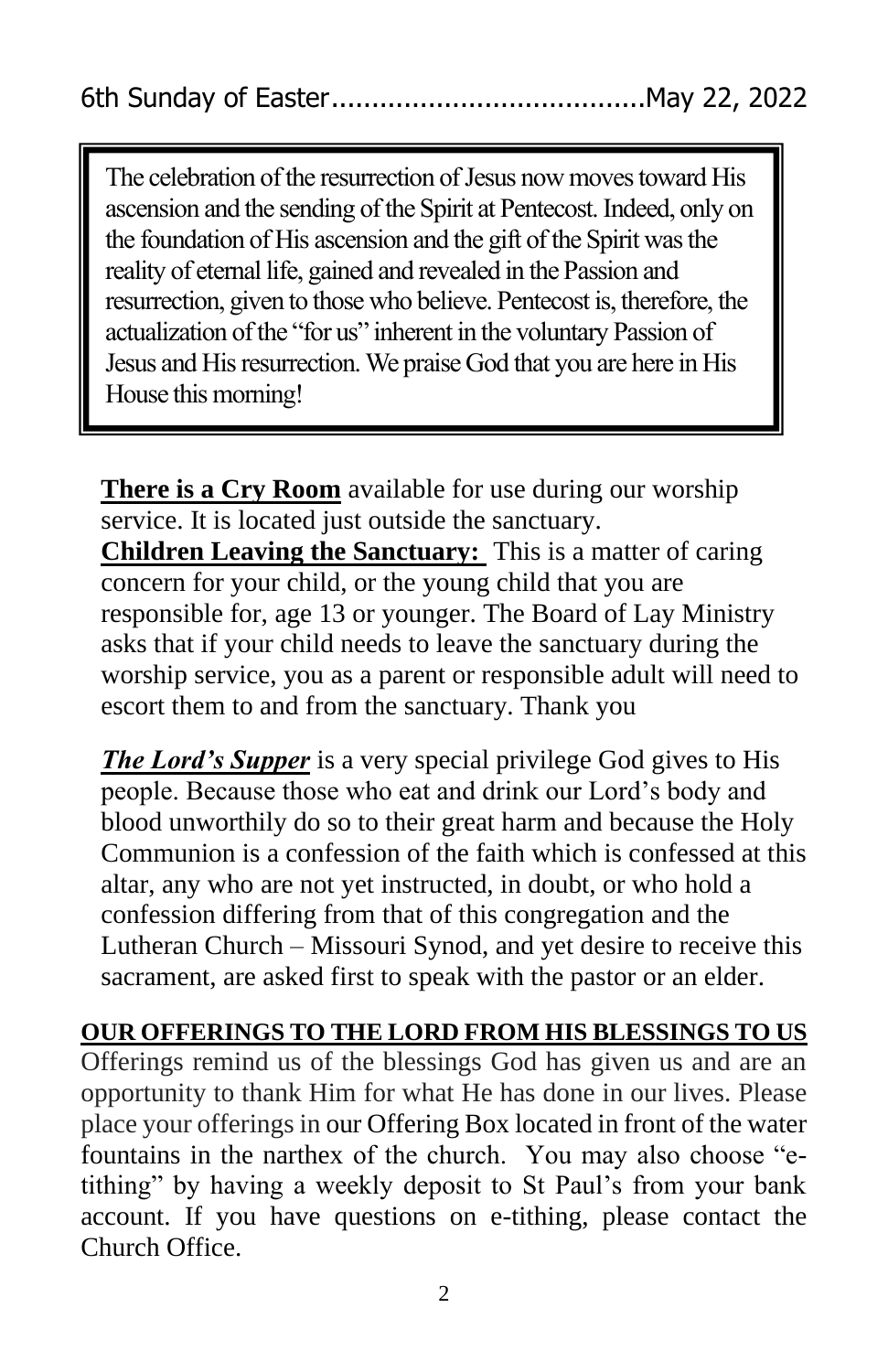6th Sunday of Easter......................................May 22, 2022

The celebration of the resurrection of Jesus now moves toward His ascension and the sending of the Spirit at Pentecost. Indeed, only on the foundation of His ascension and the gift of the Spirit was the reality of eternal life, gained and revealed in the Passion and resurrection, given to those who believe. Pentecost is, therefore, the actualization of the "for us" inherent in the voluntary Passion of Jesus and His resurrection. We praise God that you are here in His House this morning!

**There is a Cry Room** available for use during our worship service. It is located just outside the sanctuary.

**Children Leaving the Sanctuary:** This is a matter of caring concern for your child, or the young child that you are responsible for, age 13 or younger. The Board of Lay Ministry asks that if your child needs to leave the sanctuary during the worship service, you as a parent or responsible adult will need to escort them to and from the sanctuary. Thank you

***The Lord's Supper*** is a very special privilege God gives to His people. Because those who eat and drink our Lord's body and blood unworthily do so to their great harm and because the Holy Communion is a confession of the faith which is confessed at this altar, any who are not yet instructed, in doubt, or who hold a confession differing from that of this congregation and the Lutheran Church – Missouri Synod, and yet desire to receive this sacrament, are asked first to speak with the pastor or an elder.

**OUR OFFERINGS TO THE LORD FROM HIS BLESSINGS TO US**

Offerings remind us of the blessings God has given us and are an opportunity to thank Him for what He has done in our lives. Please place your offerings in our Offering Box located in front of the water fountains in the narthex of the church. You may also choose "e-tithing" by having a weekly deposit to St Paul's from your bank account. If you have questions on e-tithing, please contact the Church Office.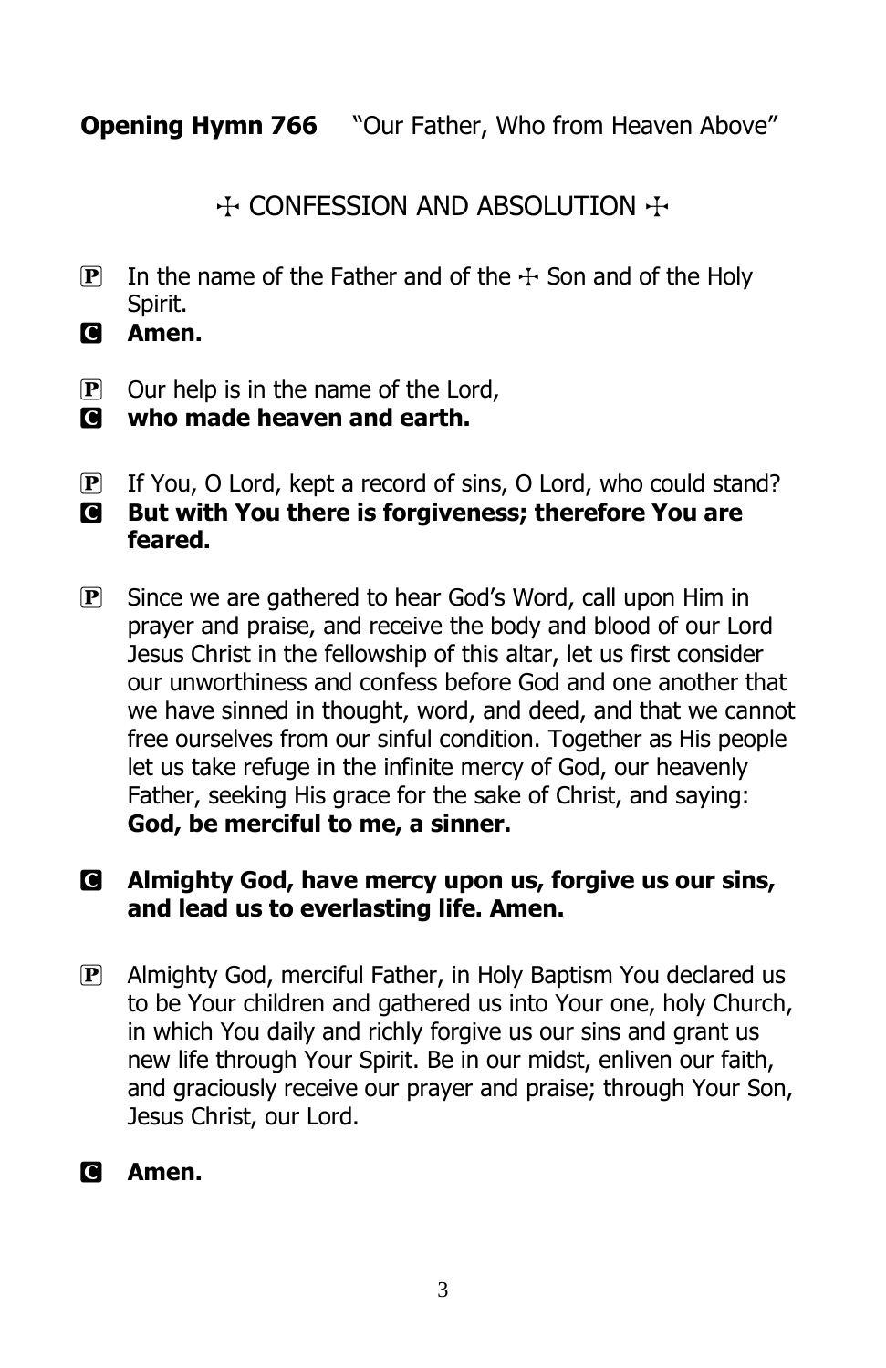**Opening Hymn 766** “Our Father, Who from Heaven Above”

## ☩ CONFESSION AND ABSOLUTION ☩

P In the name of the Father and of the ☩ Son and of the Holy Spirit.

C **Amen.**

P Our help is in the name of the Lord,

C **who made heaven and earth.**

P If You, O Lord, kept a record of sins, O Lord, who could stand?

C **But with You there is forgiveness; therefore You are feared.**

P Since we are gathered to hear God’s Word, call upon Him in prayer and praise, and receive the body and blood of our Lord Jesus Christ in the fellowship of this altar, let us first consider our unworthiness and confess before God and one another that we have sinned in thought, word, and deed, and that we cannot free ourselves from our sinful condition. Together as His people let us take refuge in the infinite mercy of God, our heavenly Father, seeking His grace for the sake of Christ, and saying: **God, be merciful to me, a sinner.**

C **Almighty God, have mercy upon us, forgive us our sins, and lead us to everlasting life. Amen.**

P Almighty God, merciful Father, in Holy Baptism You declared us to be Your children and gathered us into Your one, holy Church, in which You daily and richly forgive us our sins and grant us new life through Your Spirit. Be in our midst, enliven our faith, and graciously receive our prayer and praise; through Your Son, Jesus Christ, our Lord.

C **Amen.**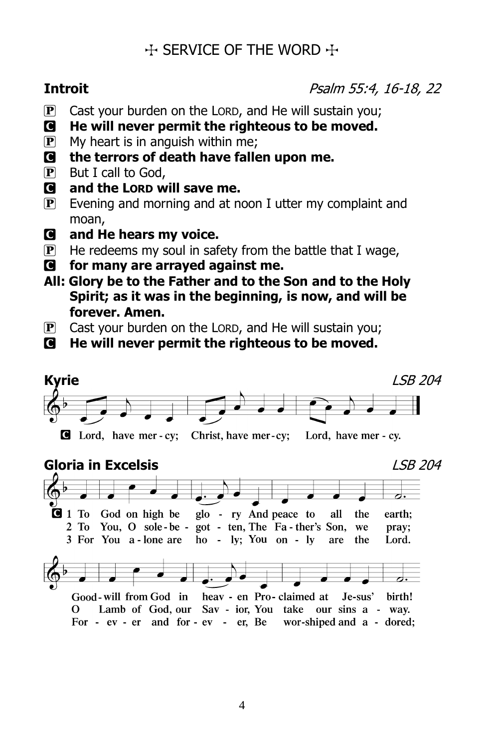# ☩ SERVICE OF THE WORD ☩

**Introit** *Psalm 55:4, 16-18, 22*

P Cast your burden on the LORD, and He will sustain you;

C **He will never permit the righteous to be moved.**

P My heart is in anguish within me;

C **the terrors of death have fallen upon me.**

P But I call to God,

C **and the LORD will save me.**

P Evening and morning and at noon I utter my complaint and moan,

C **and He hears my voice.**

P He redeems my soul in safety from the battle that I wage,

C **for many are arrayed against me.**

**All: Glory be to the Father and to the Son and to the Holy Spirit; as it was in the beginning, is now, and will be forever. Amen.**

P Cast your burden on the LORD, and He will sustain you;

C **He will never permit the righteous to be moved.**

**Kyrie** *LSB 204*

C Lord, have mer - cy; Christ, have mer - cy; Lord, have mer - cy.

**Gloria in Excelsis** *LSB 204*

C 1 To God on high be glo - ry And peace to all the earth;
2 To You, O sole - be - got - ten, The Fa - ther's Son, we pray;
3 For You a - lone are ho - ly; You on - ly are the Lord.

Good - will from God in heav - en Pro - claimed at Je-sus' birth!
O Lamb of God, our Sav - ior, You take our sins a - way.
For - ev - er and for - ev - er, Be wor-shiped and a - dored;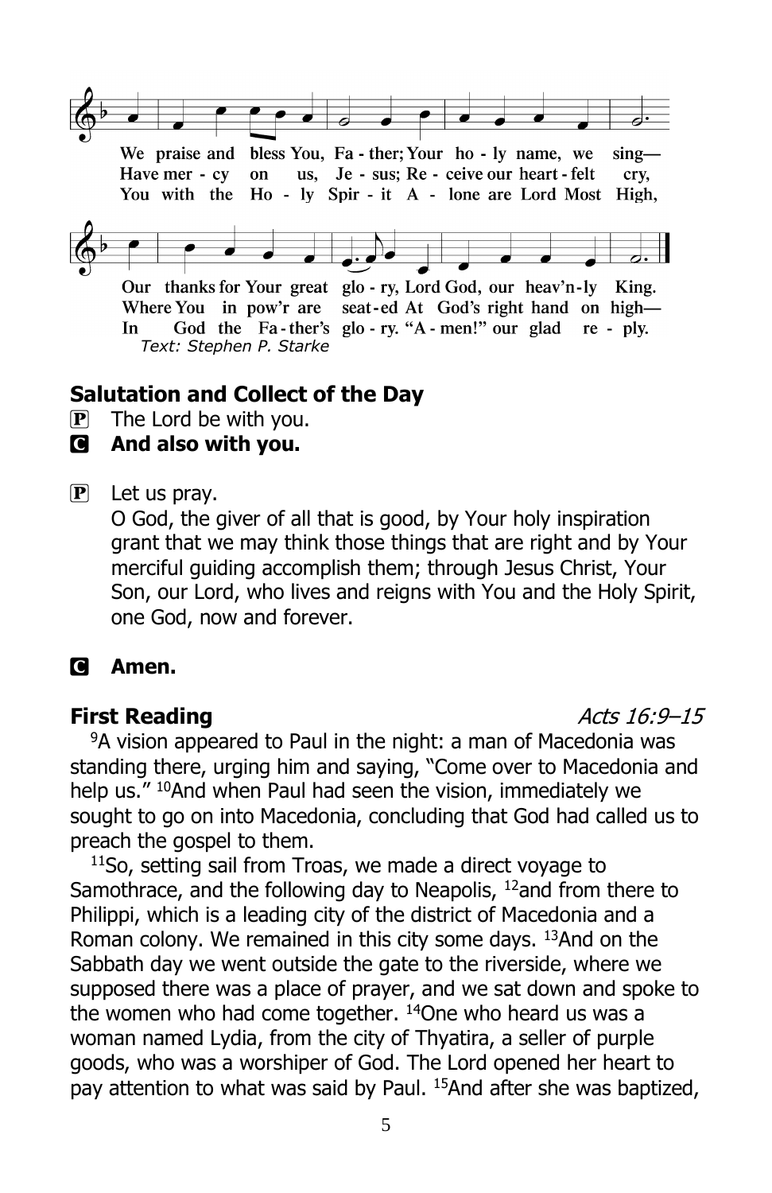We praise and bless You, Fa - ther; Your ho - ly name, we sing—
Have mer - cy on us, Je - sus; Re - ceive our heart - felt cry,
You with the Ho - ly Spir - it A - lone are Lord Most High,

Our thanks for Your great glo - ry, Lord God, our heav'n - ly King.
Where You in pow'r are seat - ed At God's right hand on high—
In God the Fa - ther's glo - ry. "A - men!" our glad re - ply.

*Text: Stephen P. Starke*

## Salutation and Collect of the Day

P The Lord be with you.

C **And also with you.**

P Let us pray.
O God, the giver of all that is good, by Your holy inspiration grant that we may think those things that are right and by Your merciful guiding accomplish them; through Jesus Christ, Your Son, our Lord, who lives and reigns with You and the Holy Spirit, one God, now and forever.

C **Amen.**

## First Reading *Acts 16:9–15*

9 A vision appeared to Paul in the night: a man of Macedonia was standing there, urging him and saying, "Come over to Macedonia and help us." 10 And when Paul had seen the vision, immediately we sought to go on into Macedonia, concluding that God had called us to preach the gospel to them.

11 So, setting sail from Troas, we made a direct voyage to Samothrace, and the following day to Neapolis, 12 and from there to Philippi, which is a leading city of the district of Macedonia and a Roman colony. We remained in this city some days. 13 And on the Sabbath day we went outside the gate to the riverside, where we supposed there was a place of prayer, and we sat down and spoke to the women who had come together. 14 One who heard us was a woman named Lydia, from the city of Thyatira, a seller of purple goods, who was a worshiper of God. The Lord opened her heart to pay attention to what was said by Paul. 15 And after she was baptized,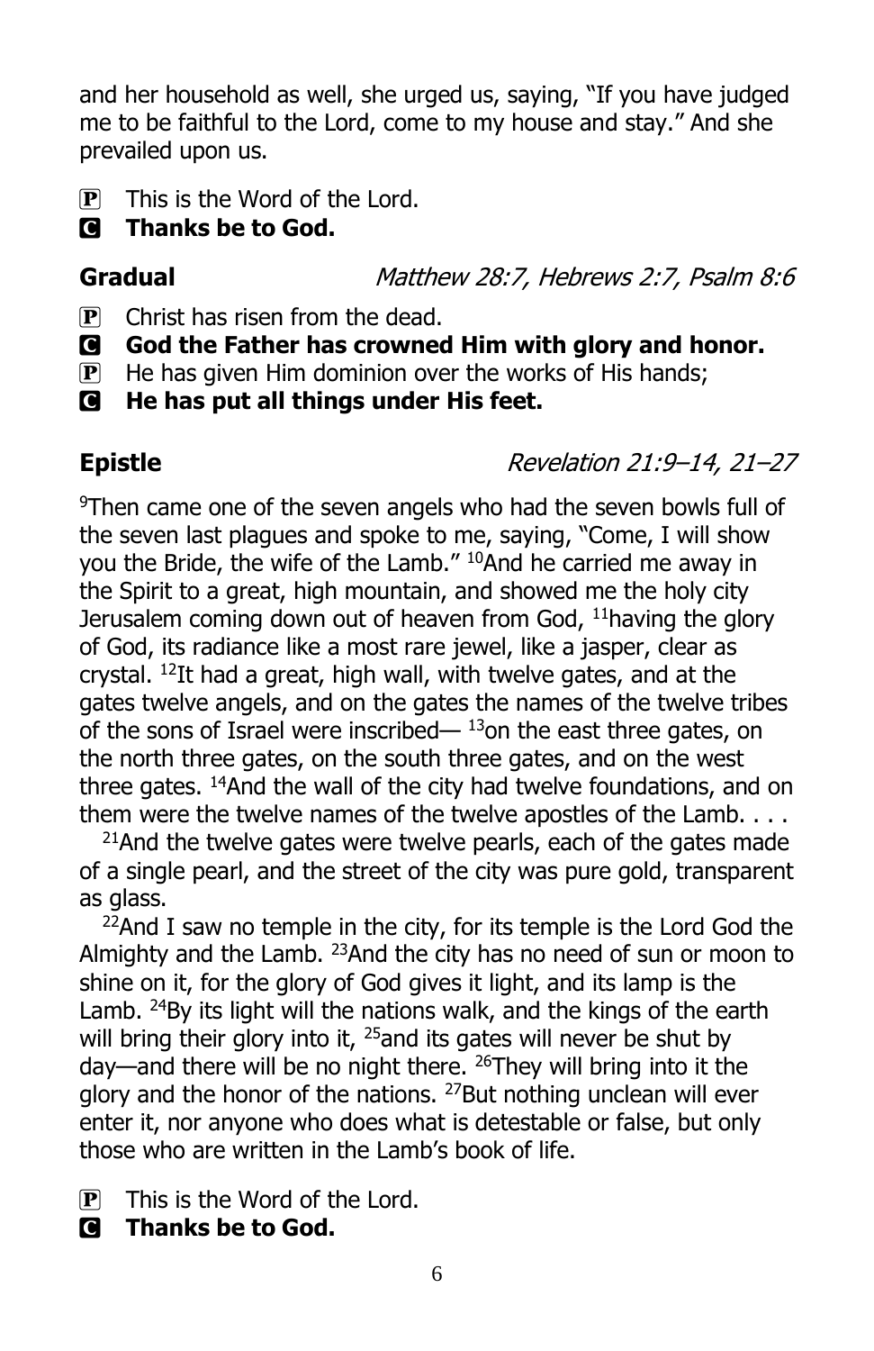and her household as well, she urged us, saying, "If you have judged me to be faithful to the Lord, come to my house and stay." And she prevailed upon us.

P This is the Word of the Lord.
**C Thanks be to God.**

**Gradual** *Matthew 28:7, Hebrews 2:7, Psalm 8:6*

P Christ has risen from the dead.
**C God the Father has crowned Him with glory and honor.**
P He has given Him dominion over the works of His hands;
**C He has put all things under His feet.**

**Epistle** *Revelation 21:9–14, 21–27*

[9]Then came one of the seven angels who had the seven bowls full of the seven last plagues and spoke to me, saying, "Come, I will show you the Bride, the wife of the Lamb." [10]And he carried me away in the Spirit to a great, high mountain, and showed me the holy city Jerusalem coming down out of heaven from God, [11]having the glory of God, its radiance like a most rare jewel, like a jasper, clear as crystal. [12]It had a great, high wall, with twelve gates, and at the gates twelve angels, and on the gates the names of the twelve tribes of the sons of Israel were inscribed— [13]on the east three gates, on the north three gates, on the south three gates, and on the west three gates. [14]And the wall of the city had twelve foundations, and on them were the twelve names of the twelve apostles of the Lamb. . . .

[21]And the twelve gates were twelve pearls, each of the gates made of a single pearl, and the street of the city was pure gold, transparent as glass.

[22]And I saw no temple in the city, for its temple is the Lord God the Almighty and the Lamb. [23]And the city has no need of sun or moon to shine on it, for the glory of God gives it light, and its lamp is the Lamb. [24]By its light will the nations walk, and the kings of the earth will bring their glory into it, [25]and its gates will never be shut by day—and there will be no night there. [26]They will bring into it the glory and the honor of the nations. [27]But nothing unclean will ever enter it, nor anyone who does what is detestable or false, but only those who are written in the Lamb's book of life.

P This is the Word of the Lord.
**C Thanks be to God.**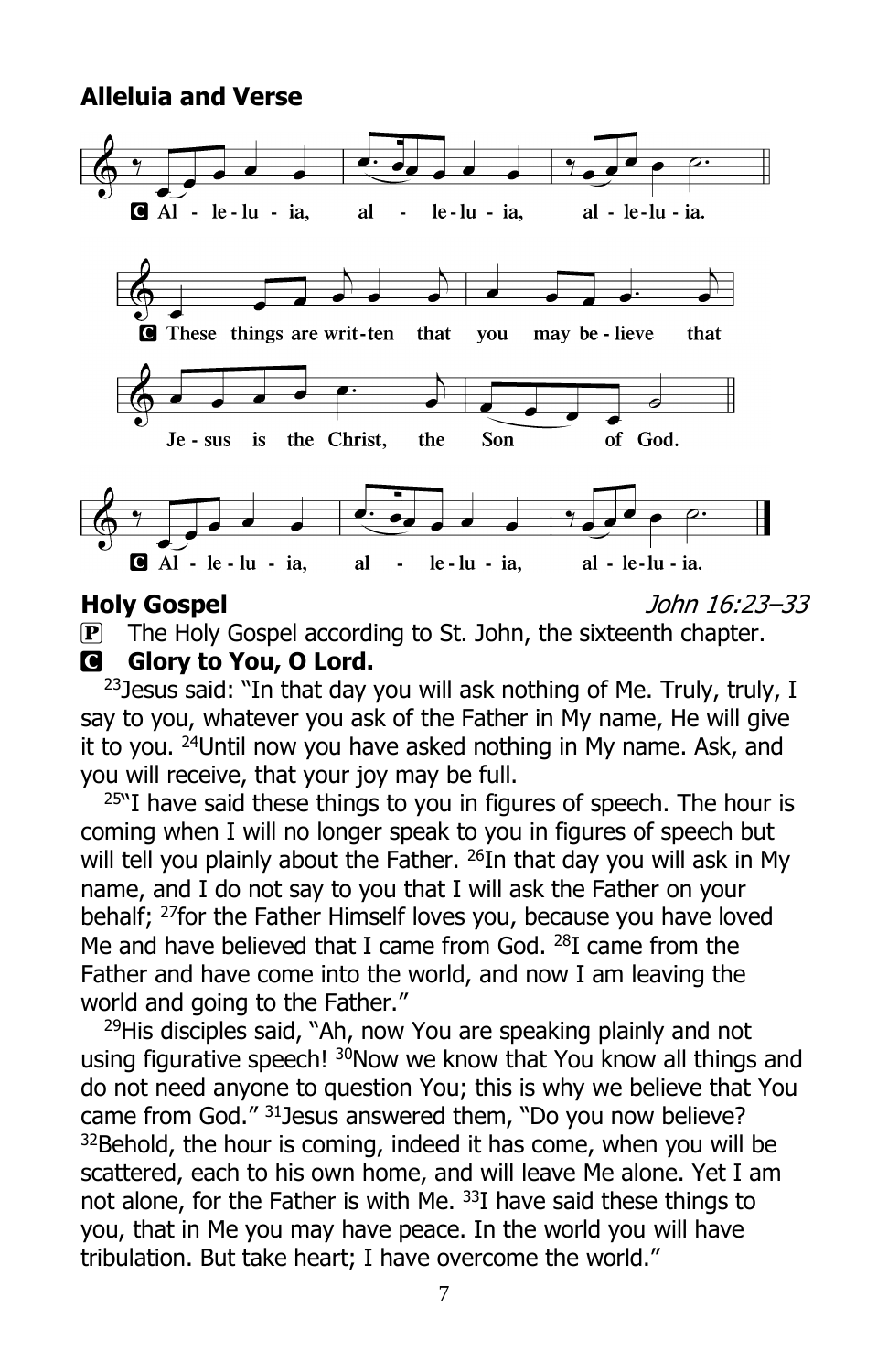## Alleluia and Verse

C Al - le - lu - ia, al - le - lu - ia, al - le - lu - ia.

C These things are writ - ten that you may be - lieve that Je - sus is the Christ, the Son of God.

C Al - le - lu - ia, al - le - lu - ia, al - le - lu - ia.

## Holy Gospel

*John 16:23–33*

P The Holy Gospel according to St. John, the sixteenth chapter.

C **Glory to You, O Lord.**

[23]Jesus said: "In that day you will ask nothing of Me. Truly, truly, I say to you, whatever you ask of the Father in My name, He will give it to you. [24]Until now you have asked nothing in My name. Ask, and you will receive, that your joy may be full.

[25]"I have said these things to you in figures of speech. The hour is coming when I will no longer speak to you in figures of speech but will tell you plainly about the Father. [26]In that day you will ask in My name, and I do not say to you that I will ask the Father on your behalf; [27]for the Father Himself loves you, because you have loved Me and have believed that I came from God. [28]I came from the Father and have come into the world, and now I am leaving the world and going to the Father."

[29]His disciples said, "Ah, now You are speaking plainly and not using figurative speech! [30]Now we know that You know all things and do not need anyone to question You; this is why we believe that You came from God." [31]Jesus answered them, "Do you now believe? [32]Behold, the hour is coming, indeed it has come, when you will be scattered, each to his own home, and will leave Me alone. Yet I am not alone, for the Father is with Me. [33]I have said these things to you, that in Me you may have peace. In the world you will have tribulation. But take heart; I have overcome the world."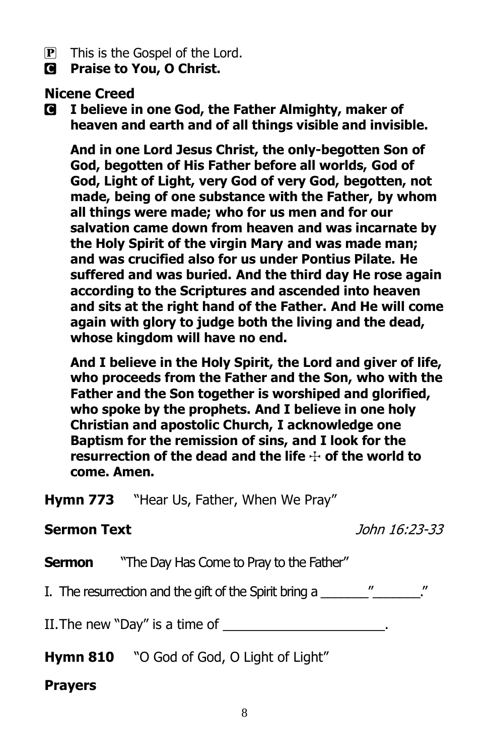P This is the Gospel of the Lord.

**C Praise to You, O Christ.**

**Nicene Creed**

**C I believe in one God, the Father Almighty, maker of heaven and earth and of all things visible and invisible.**

**And in one Lord Jesus Christ, the only-begotten Son of God, begotten of His Father before all worlds, God of God, Light of Light, very God of very God, begotten, not made, being of one substance with the Father, by whom all things were made; who for us men and for our salvation came down from heaven and was incarnate by the Holy Spirit of the virgin Mary and was made man; and was crucified also for us under Pontius Pilate. He suffered and was buried. And the third day He rose again according to the Scriptures and ascended into heaven and sits at the right hand of the Father. And He will come again with glory to judge both the living and the dead, whose kingdom will have no end.**

**And I believe in the Holy Spirit, the Lord and giver of life, who proceeds from the Father and the Son, who with the Father and the Son together is worshiped and glorified, who spoke by the prophets. And I believe in one holy Christian and apostolic Church, I acknowledge one Baptism for the remission of sins, and I look for the resurrection of the dead and the life ☩ of the world to come. Amen.**

**Hymn 773** "Hear Us, Father, When We Pray"

**Sermon Text** *John 16:23-33*

**Sermon** "The Day Has Come to Pray to the Father"

I. The resurrection and the gift of the Spirit bring a _______"_______."

II. The new "Day" is a time of ______________________.

**Hymn 810** "O God of God, O Light of Light"

**Prayers**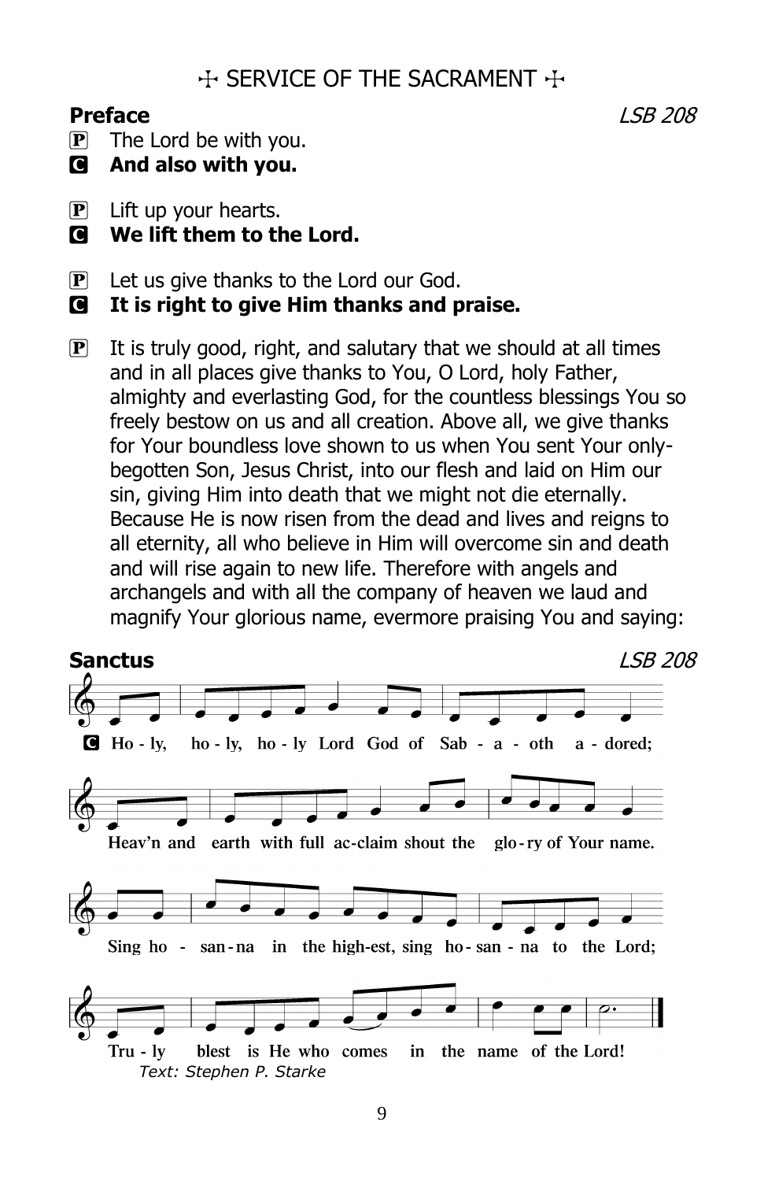# ☩ SERVICE OF THE SACRAMENT ☩

**Preface** *LSB 208*

P The Lord be with you.
**C And also with you.**

P Lift up your hearts.
**C We lift them to the Lord.**

P Let us give thanks to the Lord our God.
**C It is right to give Him thanks and praise.**

P It is truly good, right, and salutary that we should at all times and in all places give thanks to You, O Lord, holy Father, almighty and everlasting God, for the countless blessings You so freely bestow on us and all creation. Above all, we give thanks for Your boundless love shown to us when You sent Your only-begotten Son, Jesus Christ, into our flesh and laid on Him our sin, giving Him into death that we might not die eternally. Because He is now risen from the dead and lives and reigns to all eternity, all who believe in Him will overcome sin and death and will rise again to new life. Therefore with angels and archangels and with all the company of heaven we laud and magnify Your glorious name, evermore praising You and saying:

**Sanctus** *LSB 208*

**C** Ho - ly, ho - ly, ho - ly Lord God of Sab - a - oth a - dored;
Heav'n and earth with full ac-claim shout the glo - ry of Your name.
Sing ho - san - na in the high-est, sing ho - san - na to the Lord;
Tru - ly blest is He who comes in the name of the Lord!

*Text: Stephen P. Starke*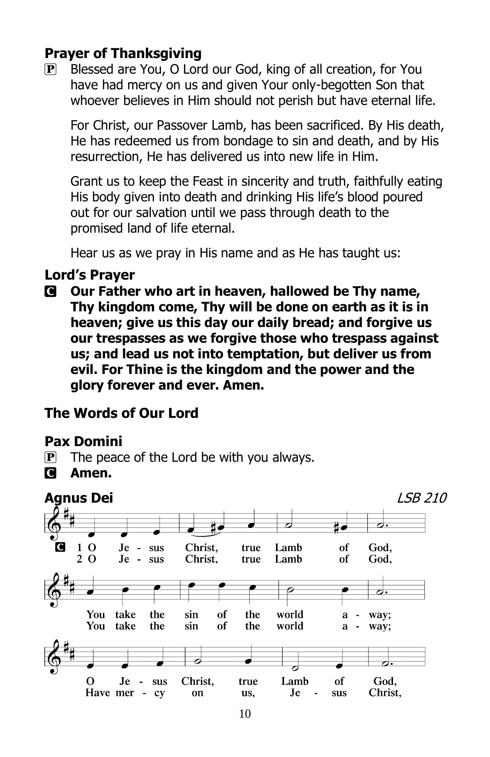## Prayer of Thanksgiving

P Blessed are You, O Lord our God, king of all creation, for You have had mercy on us and given Your only-begotten Son that whoever believes in Him should not perish but have eternal life.

For Christ, our Passover Lamb, has been sacrificed. By His death, He has redeemed us from bondage to sin and death, and by His resurrection, He has delivered us into new life in Him.

Grant us to keep the Feast in sincerity and truth, faithfully eating His body given into death and drinking His life's blood poured out for our salvation until we pass through death to the promised land of life eternal.

Hear us as we pray in His name and as He has taught us:

## Lord's Prayer

C **Our Father who art in heaven, hallowed be Thy name, Thy kingdom come, Thy will be done on earth as it is in heaven; give us this day our daily bread; and forgive us our trespasses as we forgive those who trespass against us; and lead us not into temptation, but deliver us from evil. For Thine is the kingdom and the power and the glory forever and ever. Amen.**

## The Words of Our Lord

## Pax Domini

P The peace of the Lord be with you always.

C **Amen.**

## Agnus Dei

*LSB 210*

C
1 O Jesus Christ, true Lamb of God,
You take the sin of the world away;
O Jesus Christ, true Lamb of God,

2 O Jesus Christ, true Lamb of God,
You take the sin of the world away;
Have mercy on us, Jesus Christ,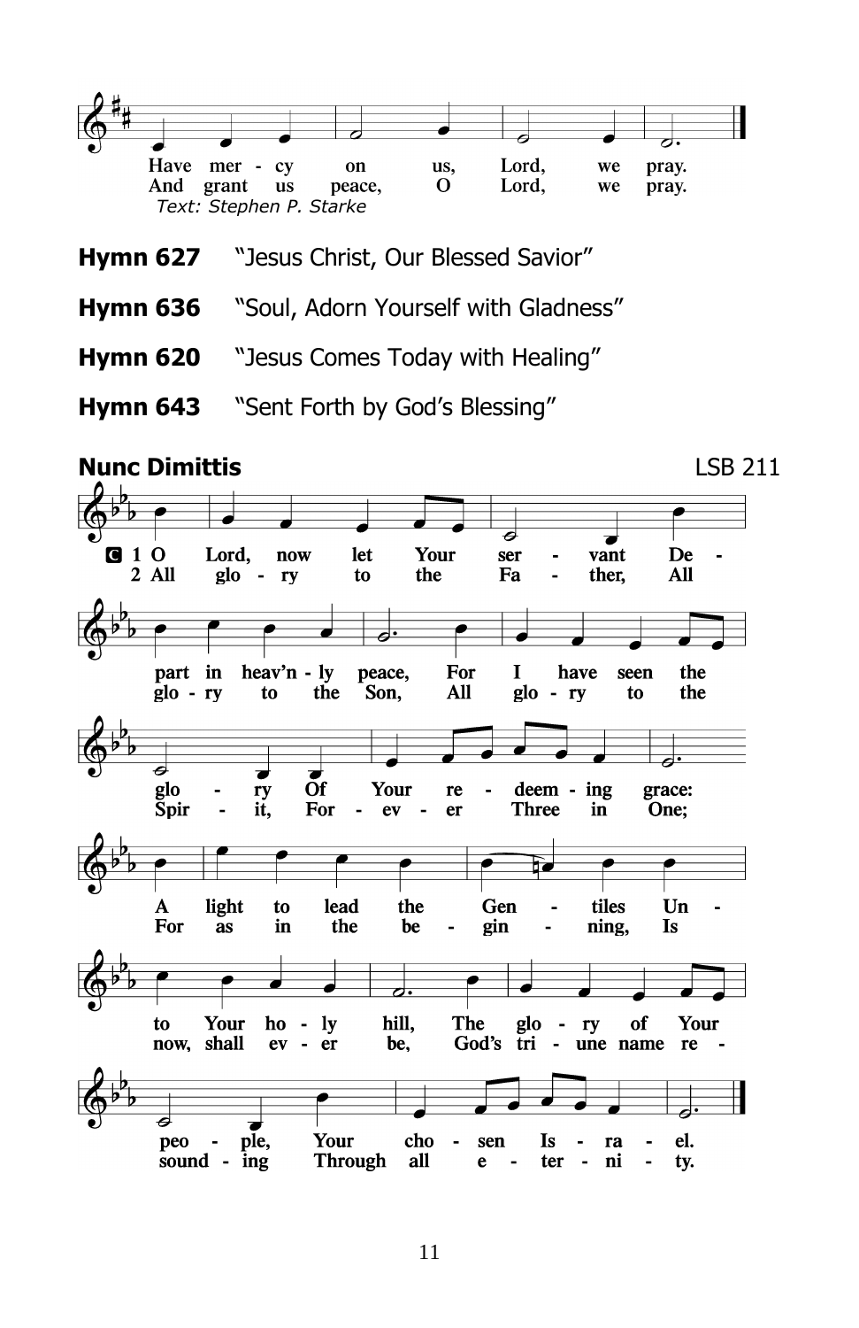Have mercy on us, Lord, we pray.
And grant us peace, O Lord, we pray.

*Text: Stephen P. Starke*

**Hymn 627** "Jesus Christ, Our Blessed Savior"

**Hymn 636** "Soul, Adorn Yourself with Gladness"

**Hymn 620** "Jesus Comes Today with Healing"

**Hymn 643** "Sent Forth by God's Blessing"

## Nunc Dimittis

LSB 211

**C** 1 O Lord, now let Your servant Depart in heav'nly peace, For I have seen the glory Of Your redeeming grace: A light to lead the Gentiles Unto Your holy hill, The glory of Your people, Your chosen Israel.

2 All glory to the Father, All glory to the Son, All glory to the Spirit, Forever Three in One; For as in the beginning, Is now, shall ever be, God's triune name resounding Through all eternity.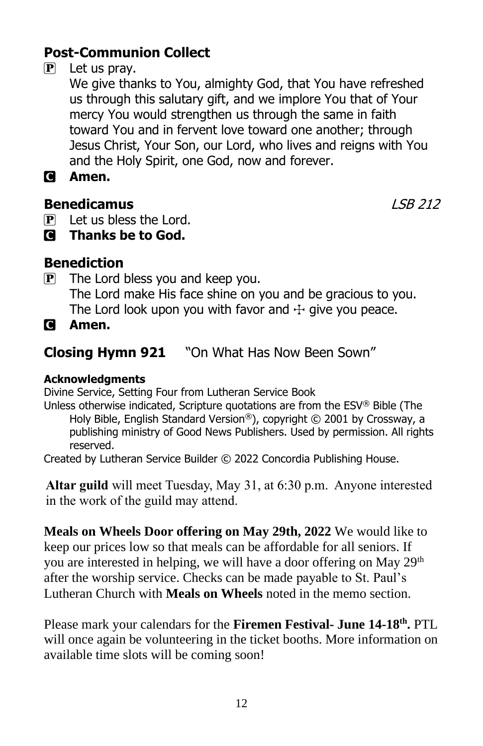## Post-Communion Collect

P Let us pray.
We give thanks to You, almighty God, that You have refreshed us through this salutary gift, and we implore You that of Your mercy You would strengthen us through the same in faith toward You and in fervent love toward one another; through Jesus Christ, Your Son, our Lord, who lives and reigns with You and the Holy Spirit, one God, now and forever.

C **Amen.**

## Benedicamus *LSB 212*

P Let us bless the Lord.

C **Thanks be to God.**

## Benediction

P The Lord bless you and keep you.
The Lord make His face shine on you and be gracious to you.
The Lord look upon you with favor and ☩ give you peace.

C **Amen.**

## Closing Hymn 921 "On What Has Now Been Sown"

**Acknowledgments**

Divine Service, Setting Four from Lutheran Service Book

Unless otherwise indicated, Scripture quotations are from the ESV® Bible (The Holy Bible, English Standard Version®), copyright © 2001 by Crossway, a publishing ministry of Good News Publishers. Used by permission. All rights reserved.

Created by Lutheran Service Builder © 2022 Concordia Publishing House.

**Altar guild** will meet Tuesday, May 31, at 6:30 p.m. Anyone interested in the work of the guild may attend.

**Meals on Wheels Door offering on May 29th, 2022** We would like to keep our prices low so that meals can be affordable for all seniors. If you are interested in helping, we will have a door offering on May 29th after the worship service. Checks can be made payable to St. Paul's Lutheran Church with **Meals on Wheels** noted in the memo section.

Please mark your calendars for the **Firemen Festival- June 14-18th.** PTL will once again be volunteering in the ticket booths. More information on available time slots will be coming soon!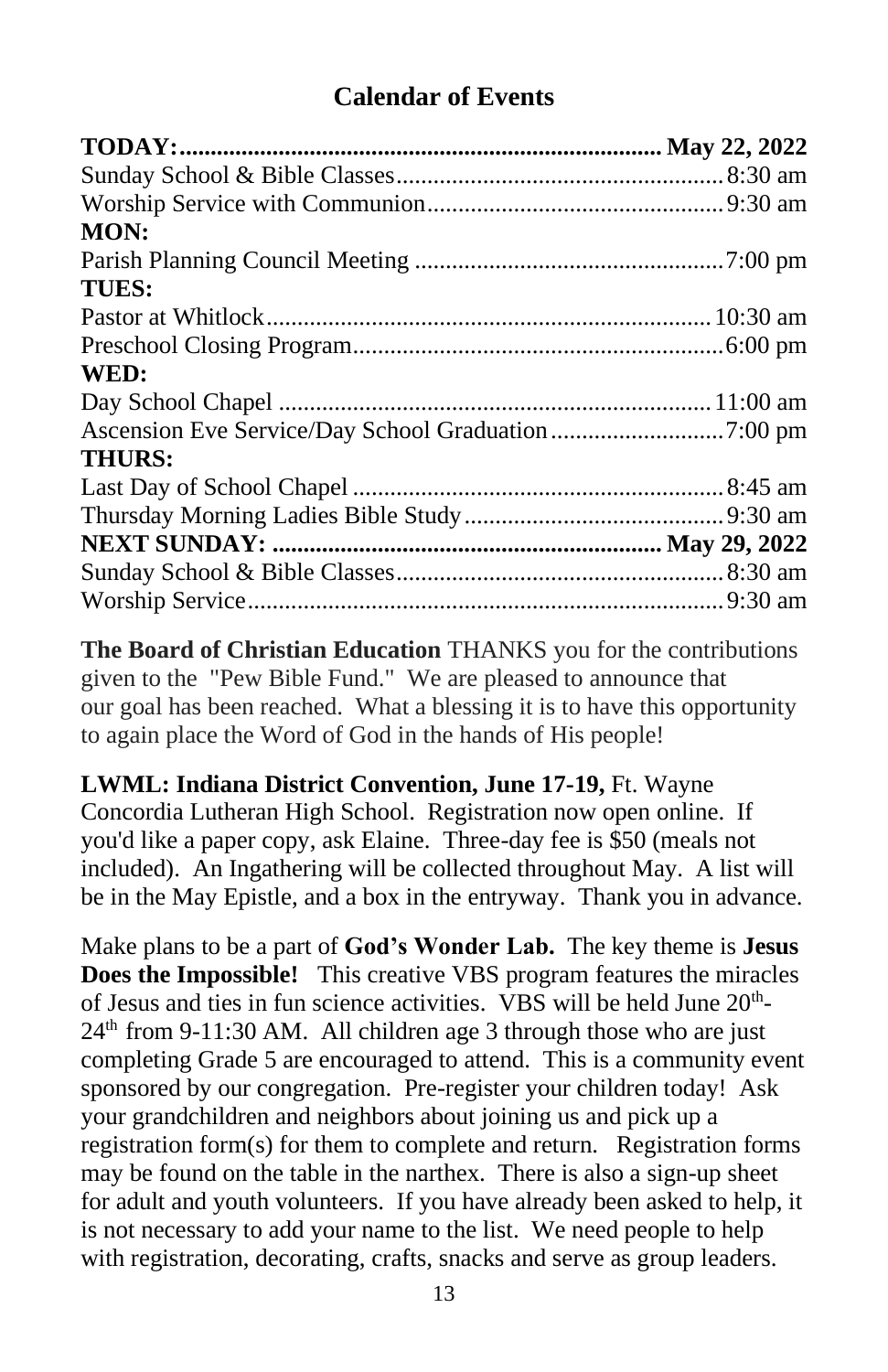## Calendar of Events

| | |
|---|---|
| **TODAY:** | **May 22, 2022** |
| Sunday School & Bible Classes | 8:30 am |
| Worship Service with Communion | 9:30 am |
| **MON:** | |
| Parish Planning Council Meeting | 7:00 pm |
| **TUES:** | |
| Pastor at Whitlock | 10:30 am |
| Preschool Closing Program | 6:00 pm |
| **WED:** | |
| Day School Chapel | 11:00 am |
| Ascension Eve Service/Day School Graduation | 7:00 pm |
| **THURS:** | |
| Last Day of School Chapel | 8:45 am |
| Thursday Morning Ladies Bible Study | 9:30 am |
| **NEXT SUNDAY:** | **May 29, 2022** |
| Sunday School & Bible Classes | 8:30 am |
| Worship Service | 9:30 am |

**The Board of Christian Education** THANKS you for the contributions given to the "Pew Bible Fund." We are pleased to announce that our goal has been reached. What a blessing it is to have this opportunity to again place the Word of God in the hands of His people!

**LWML: Indiana District Convention, June 17-19,** Ft. Wayne Concordia Lutheran High School. Registration now open online. If you'd like a paper copy, ask Elaine. Three-day fee is $50 (meals not included). An Ingathering will be collected throughout May. A list will be in the May Epistle, and a box in the entryway. Thank you in advance.

Make plans to be a part of **God's Wonder Lab.** The key theme is **Jesus Does the Impossible!** This creative VBS program features the miracles of Jesus and ties in fun science activities. VBS will be held June 20th-24th from 9-11:30 AM. All children age 3 through those who are just completing Grade 5 are encouraged to attend. This is a community event sponsored by our congregation. Pre-register your children today! Ask your grandchildren and neighbors about joining us and pick up a registration form(s) for them to complete and return. Registration forms may be found on the table in the narthex. There is also a sign-up sheet for adult and youth volunteers. If you have already been asked to help, it is not necessary to add your name to the list. We need people to help with registration, decorating, crafts, snacks and serve as group leaders.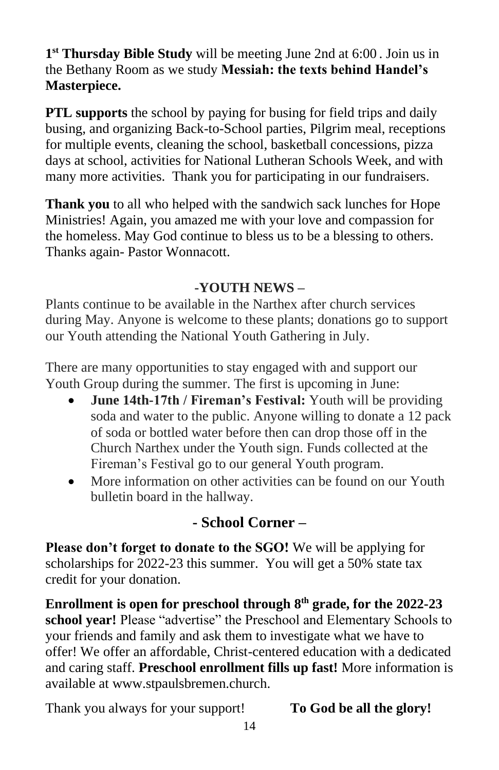**1st Thursday Bible Study** will be meeting June 2nd at 6:00 . Join us in the Bethany Room as we study **Messiah: the texts behind Handel's Masterpiece.**

**PTL supports** the school by paying for busing for field trips and daily busing, and organizing Back-to-School parties, Pilgrim meal, receptions for multiple events, cleaning the school, basketball concessions, pizza days at school, activities for National Lutheran Schools Week, and with many more activities. Thank you for participating in our fundraisers.

**Thank you** to all who helped with the sandwich sack lunches for Hope Ministries! Again, you amazed me with your love and compassion for the homeless. May God continue to bless us to be a blessing to others. Thanks again- Pastor Wonnacott.

## -YOUTH NEWS –

Plants continue to be available in the Narthex after church services during May. Anyone is welcome to these plants; donations go to support our Youth attending the National Youth Gathering in July.

There are many opportunities to stay engaged with and support our Youth Group during the summer. The first is upcoming in June:

- **June 14th-17th / Fireman's Festival:** Youth will be providing soda and water to the public. Anyone willing to donate a 12 pack of soda or bottled water before then can drop those off in the Church Narthex under the Youth sign. Funds collected at the Fireman's Festival go to our general Youth program.
- More information on other activities can be found on our Youth bulletin board in the hallway.

## - School Corner –

**Please don't forget to donate to the SGO!** We will be applying for scholarships for 2022-23 this summer. You will get a 50% state tax credit for your donation.

**Enrollment is open for preschool through 8th grade, for the 2022-23 school year!** Please "advertise" the Preschool and Elementary Schools to your friends and family and ask them to investigate what we have to offer! We offer an affordable, Christ-centered education with a dedicated and caring staff. **Preschool enrollment fills up fast!** More information is available at www.stpaulsbremen.church.

Thank you always for your support! **To God be all the glory!**